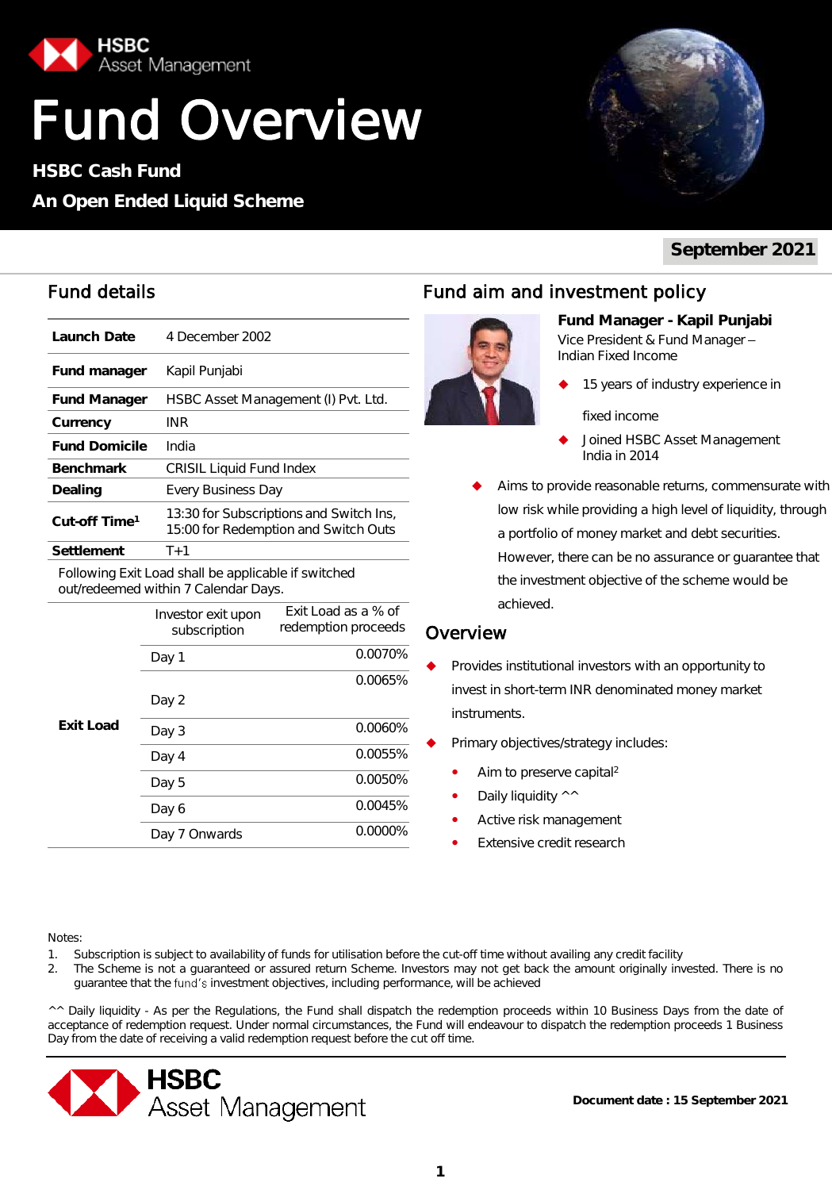HSBC Asset Management

# Fund Overview

**HSBC Cash Fund**

**An Open Ended Liquid Scheme**

**September 2021**

## Fund details

| | |
|---|---|
| **Launch Date** | 4 December 2002 |
| **Fund manager** | Kapil Punjabi |
| **Fund Manager** | HSBC Asset Management (I) Pvt. Ltd. |
| **Currency** | INR |
| **Fund Domicile** | India |
| **Benchmark** | CRISIL Liquid Fund Index |
| **Dealing** | Every Business Day |
| **Cut-off Time**[1] | 13:30 for Subscriptions and Switch Ins, 15:00 for Redemption and Switch Outs |
| **Settlement** | T+1 |

Following Exit Load shall be applicable if switched out/redeemed within 7 Calendar Days.

| | Investor exit upon subscription | Exit Load as a % of redemption proceeds |
|---|---|---|
| **Exit Load** | Day 1 | 0.0070% |
| | Day 2 | 0.0065% |
| | Day 3 | 0.0060% |
| | Day 4 | 0.0055% |
| | Day 5 | 0.0050% |
| | Day 6 | 0.0045% |
| | Day 7 Onwards | 0.0000% |

## Fund aim and investment policy

**Fund Manager - Kapil Punjabi**
Vice President & Fund Manager – Indian Fixed Income

- 15 years of industry experience in fixed income
- Joined HSBC Asset Management India in 2014

- Aims to provide reasonable returns, commensurate with low risk while providing a high level of liquidity, through a portfolio of money market and debt securities. However, there can be no assurance or guarantee that the investment objective of the scheme would be achieved.

## Overview

- Provides institutional investors with an opportunity to invest in short-term INR denominated money market instruments.
- Primary objectives/strategy includes:
  - Aim to preserve capital[2]
  - Daily liquidity ^^
  - Active risk management
  - Extensive credit research

Notes:

1. Subscription is subject to availability of funds for utilisation before the cut-off time without availing any credit facility
2. The Scheme is not a guaranteed or assured return Scheme. Investors may not get back the amount originally invested. There is no guarantee that the fund's investment objectives, including performance, will be achieved

^^ Daily liquidity - As per the Regulations, the Fund shall dispatch the redemption proceeds within 10 Business Days from the date of acceptance of redemption request. Under normal circumstances, the Fund will endeavour to dispatch the redemption proceeds 1 Business Day from the date of receiving a valid redemption request before the cut off time.

HSBC Asset Management

**Document date : 15 September 2021**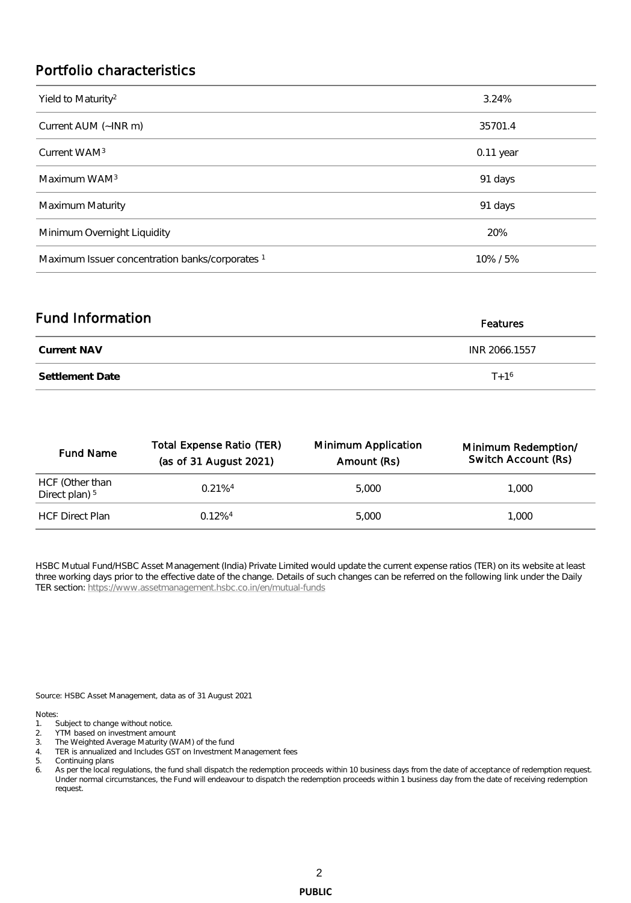## Portfolio characteristics

| | |
|---|---|
| Yield to Maturity[2] | 3.24% |
| Current AUM (~INR m) | 35701.4 |
| Current WAM[3] | 0.11 year |
| Maximum WAM[3] | 91 days |
| Maximum Maturity | 91 days |
| Minimum Overnight Liquidity | 20% |
| Maximum Issuer concentration banks/corporates [1] | 10% / 5% |

## Fund Information

| | Features |
|---|---|
| **Current NAV** | INR 2066.1557 |
| **Settlement Date** | T+1[6] |

| Fund Name | Total Expense Ratio (TER) (as of 31 August 2021) | Minimum Application Amount (Rs) | Minimum Redemption/ Switch Account (Rs) |
|---|---|---|---|
| HCF (Other than Direct plan) [5] | 0.21%[4] | 5,000 | 1,000 |
| HCF Direct Plan | 0.12%[4] | 5,000 | 1,000 |

HSBC Mutual Fund/HSBC Asset Management (India) Private Limited would update the current expense ratios (TER) on its website at least three working days prior to the effective date of the change. Details of such changes can be referred on the following link under the Daily TER section: https://www.assetmanagement.hsbc.co.in/en/mutual-funds

Source: HSBC Asset Management, data as of 31 August 2021

Notes:

1. Subject to change without notice.
2. YTM based on investment amount
3. The Weighted Average Maturity (WAM) of the fund
4. TER is annualized and Includes GST on Investment Management fees
5. Continuing plans
6. As per the local regulations, the fund shall dispatch the redemption proceeds within 10 business days from the date of acceptance of redemption request. Under normal circumstances, the Fund will endeavour to dispatch the redemption proceeds within 1 business day from the date of receiving redemption request.

PUBLIC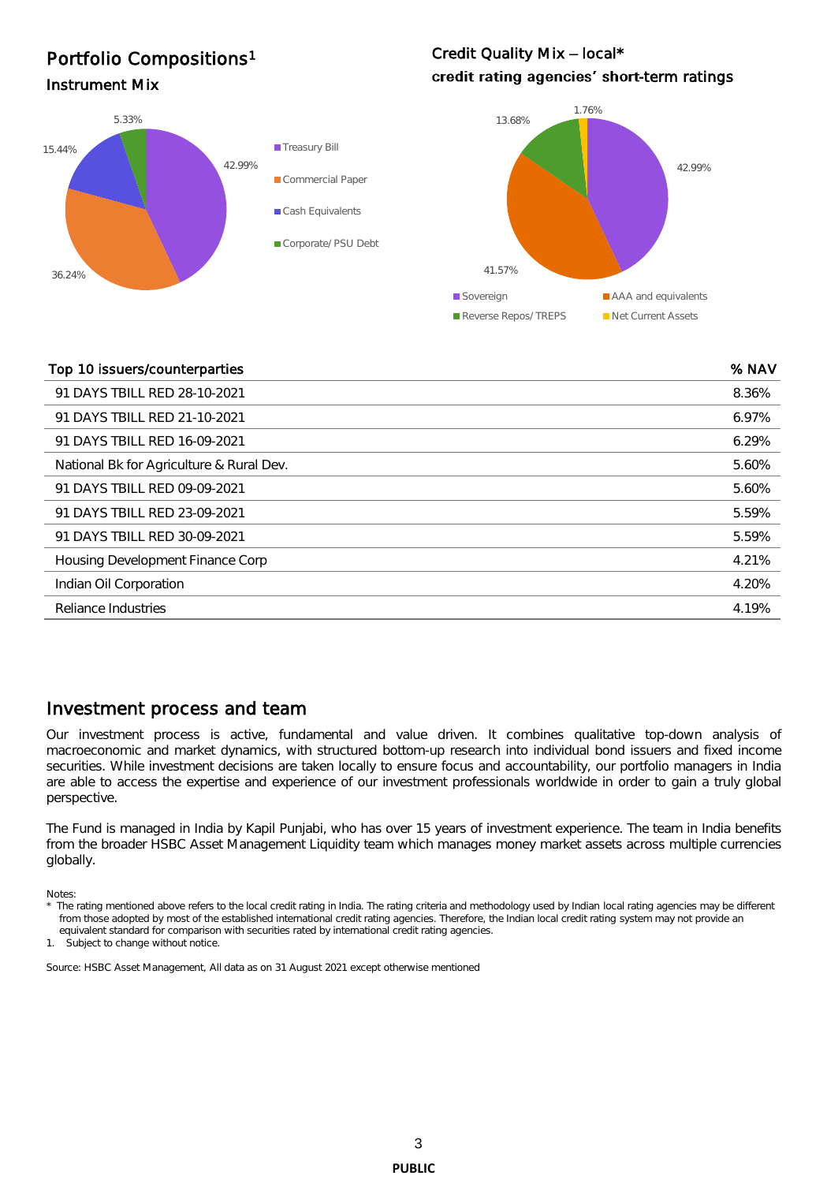## Portfolio Compositions[1]

### Instrument Mix

| Instrument | % |
|---|---|
| Treasury Bill | 42.99% |
| Commercial Paper | 36.24% |
| Cash Equivalents | 15.44% |
| Corporate/ PSU Debt | 5.33% |

### Credit Quality Mix – local*

**credit rating agencies' short-term ratings**

| Rating | % |
|---|---|
| Sovereign | 42.99% |
| AAA and equivalents | 41.57% |
| Reverse Repos/ TREPS | 13.68% |
| Net Current Assets | 1.76% |

| Top 10 issuers/counterparties | % NAV |
|---|---|
| 91 DAYS TBILL RED 28-10-2021 | 8.36% |
| 91 DAYS TBILL RED 21-10-2021 | 6.97% |
| 91 DAYS TBILL RED 16-09-2021 | 6.29% |
| National Bk for Agriculture & Rural Dev. | 5.60% |
| 91 DAYS TBILL RED 09-09-2021 | 5.60% |
| 91 DAYS TBILL RED 23-09-2021 | 5.59% |
| 91 DAYS TBILL RED 30-09-2021 | 5.59% |
| Housing Development Finance Corp | 4.21% |
| Indian Oil Corporation | 4.20% |
| Reliance Industries | 4.19% |

## Investment process and team

Our investment process is active, fundamental and value driven. It combines qualitative top-down analysis of macroeconomic and market dynamics, with structured bottom-up research into individual bond issuers and fixed income securities. While investment decisions are taken locally to ensure focus and accountability, our portfolio managers in India are able to access the expertise and experience of our investment professionals worldwide in order to gain a truly global perspective.

The Fund is managed in India by Kapil Punjabi, who has over 15 years of investment experience. The team in India benefits from the broader HSBC Asset Management Liquidity team which manages money market assets across multiple currencies globally.

Notes:

\* The rating mentioned above refers to the local credit rating in India. The rating criteria and methodology used by Indian local rating agencies may be different from those adopted by most of the established international credit rating agencies. Therefore, the Indian local credit rating system may not provide an equivalent standard for comparison with securities rated by international credit rating agencies.

1. Subject to change without notice.

Source: HSBC Asset Management, All data as on 31 August 2021 except otherwise mentioned

PUBLIC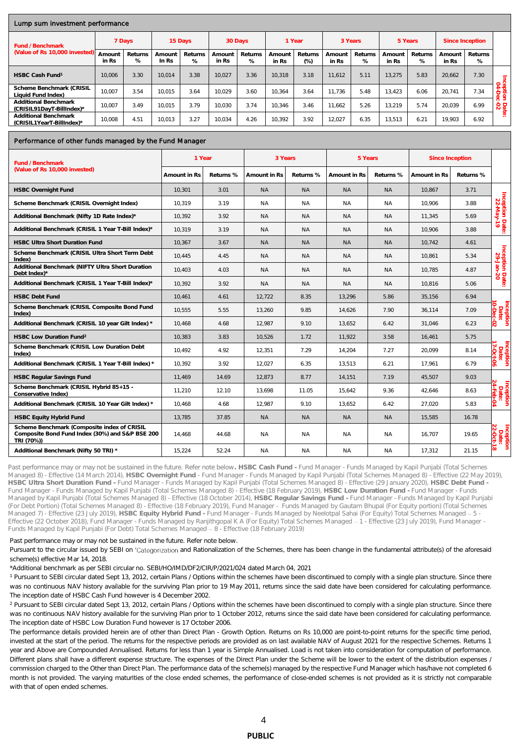## Lump sum investment performance

| Fund / Benchmark (Value of Rs 10,000 invested) | 7 Days | | 15 Days | | 30 Days | | 1 Year | | 3 Years | | 5 Years | | Since Inception | | |
|---|---|---|---|---|---|---|---|---|---|---|---|---|---|---|---|
| | Amount in Rs | Returns % | Amount in Rs | Returns % | Amount in Rs | Returns % | Amount in Rs | Returns (%) | Amount in Rs | Returns % | Amount in Rs | Returns % | Amount in Rs | Returns % | |
| HSBC Cash Fund[1] | 10,006 | 3.30 | 10,014 | 3.38 | 10,027 | 3.36 | 10,318 | 3.18 | 11,612 | 5.11 | 13,275 | 5.83 | 20,662 | 7.30 | Inception Date: 04-Dec-02 |
| Scheme Benchmark (CRISIL Liquid Fund Index) | 10,007 | 3.54 | 10,015 | 3.64 | 10,029 | 3.60 | 10,364 | 3.64 | 11,736 | 5.48 | 13,423 | 6.06 | 20,741 | 7.34 | |
| Additional Benchmark (CRISIL91DayT-BillIndex)* | 10,007 | 3.49 | 10,015 | 3.79 | 10,030 | 3.74 | 10,346 | 3.46 | 11,662 | 5.26 | 13,219 | 5.74 | 20,039 | 6.99 | |
| Additional Benchmark (CRISIL1YearT-BillIndex)* | 10,008 | 4.51 | 10,013 | 3.27 | 10,034 | 4.26 | 10,392 | 3.92 | 12,027 | 6.35 | 13,513 | 6.21 | 19,903 | 6.92 | |

## Performance of other funds managed by the Fund Manager

| Fund / Benchmark (Value of Rs 10,000 invested) | 1 Year | | 3 Years | | 5 Years | | Since Inception | | |
|---|---|---|---|---|---|---|---|---|---|
| | Amount in Rs | Returns % | Amount in Rs | Returns % | Amount in Rs | Returns % | Amount in Rs | Returns % | |
| HSBC Overnight Fund | 10,301 | 3.01 | NA | NA | NA | NA | 10,867 | 3.71 | Inception Date: 22-May-19 |
| Scheme Benchmark (CRISIL Overnight Index) | 10,319 | 3.19 | NA | NA | NA | NA | 10,906 | 3.88 | |
| Additional Benchmark (Nifty 1D Rate Index)* | 10,392 | 3.92 | NA | NA | NA | NA | 11,345 | 5.69 | |
| Additional Benchmark (CRISIL 1 Year T-Bill Index)* | 10,319 | 3.19 | NA | NA | NA | NA | 10,906 | 3.88 | |
| HSBC Ultra Short Duration Fund | 10,367 | 3.67 | NA | NA | NA | NA | 10,742 | 4.61 | Inception Date: 29-Jan-20 |
| Scheme Benchmark (CRISIL Ultra Short Term Debt Index) | 10,445 | 4.45 | NA | NA | NA | NA | 10,861 | 5.34 | |
| Additional Benchmark (NIFTY Ultra Short Duration Debt Index)* | 10,403 | 4.03 | NA | NA | NA | NA | 10,785 | 4.87 | |
| Additional Benchmark (CRISIL 1 Year T-Bill Index)* | 10,392 | 3.92 | NA | NA | NA | NA | 10,816 | 5.06 | |
| HSBC Debt Fund | 10,461 | 4.61 | 12,722 | 8.35 | 13,296 | 5.86 | 35,156 | 6.94 | Inception Date: 10-Dec-02 |
| Scheme Benchmark (CRISIL Composite Bond Fund Index) | 10,555 | 5.55 | 13,260 | 9.85 | 14,626 | 7.90 | 36,114 | 7.09 | |
| Additional Benchmark (CRISIL 10 year Gilt Index)* | 10,468 | 4.68 | 12,987 | 9.10 | 13,652 | 6.42 | 31,046 | 6.23 | |
| HSBC Low Duration Fund[2] | 10,383 | 3.83 | 10,526 | 1.72 | 11,922 | 3.58 | 16,461 | 5.75 | Inception Date: 17-Oct-06 |
| Scheme Benchmark (CRISIL Low Duration Debt Index) | 10,492 | 4.92 | 12,351 | 7.29 | 14,204 | 7.27 | 20,099 | 8.14 | |
| Additional Benchmark (CRISIL 1 Year T-Bill Index)* | 10,392 | 3.92 | 12,027 | 6.35 | 13,513 | 6.21 | 17,961 | 6.79 | |
| HSBC Regular Savings Fund | 11,469 | 14.69 | 12,873 | 8.77 | 14,151 | 7.19 | 45,507 | 9.03 | Inception Date: 24-Feb-04 |
| Scheme Benchmark (CRISIL Hybrid 85+15 - Conservative Index) | 11,210 | 12.10 | 13,698 | 11.05 | 15,642 | 9.36 | 42,646 | 8.63 | |
| Additional Benchmark (CRISIL 10 Year Gilt Index)* | 10,468 | 4.68 | 12,987 | 9.10 | 13,652 | 6.42 | 27,020 | 5.83 | |
| HSBC Equity Hybrid Fund | 13,785 | 37.85 | NA | NA | NA | NA | 15,585 | 16.78 | Inception Date: 22-Oct-18 |
| Scheme Benchmark (Composite index of CRISIL Composite Bond Fund Index (30%) and S&P BSE 200 TRI (70%)) | 14,468 | 44.68 | NA | NA | NA | NA | 16,707 | 19.65 | |
| Additional Benchmark (Nifty 50 TRI)* | 15,224 | 52.24 | NA | NA | NA | NA | 17,312 | 21.15 | |

Past performance may or may not be sustained in the future. Refer note below. **HSBC Cash Fund -** Fund Manager - Funds Managed by Kapil Punjabi (Total Schemes Managed 8) - Effective (14 March 2014), **HSBC Overnight Fund** - Fund Manager - Funds Managed by Kapil Punjabi (Total Schemes Managed 8) - Effective (22 May 2019), **HSBC Ultra Short Duration Fund -** Fund Manager - Funds Managed by Kapil Punjabi (Total Schemes Managed 8) - Effective (29 January 2020), **HSBC Debt Fund -** Fund Manager - Funds Managed by Kapil Punjabi (Total Schemes Managed 8) - Effective (18 February 2019), **HSBC Low Duration Fund -** Fund Manager - Funds Managed by Kapil Punjabi (Total Schemes Managed 8) - Effective (18 October 2014), **HSBC Regular Savings Fund -** Fund Manager - Funds Managed by Kapil Punjabi (For Debt Portion) (Total Schemes Managed 8) - Effective (18 February 2019), Fund Manager - Funds Managed by Gautam Bhupal (For Equity portion) (Total Schemes Managed 7) - Effective (23 July 2019), **HSBC Equity Hybrid Fund -** Fund Manager - Funds Managed by Neelotpal Sahai (For Equity) Total Schemes Managed – 5 - Effective (22 October 2018), Fund Manager - Funds Managed by Ranjithgopal K A (For Equity) Total Schemes Managed – 1 - Effective (23 July 2019), Fund Manager - Funds Managed by Kapil Punjabi (For Debt) Total Schemes Managed – 8 - Effective (18 February 2019)

Past performance may or may not be sustained in the future. Refer note below.

Pursuant to the circular issued by SEBI on 'Categorization and Rationalization of the Schemes, there has been change in the fundamental attribute(s) of the aforesaid scheme(s) effective Mar 14, 2018.

*Additional benchmark as per SEBI circular no. SEBI/HO/IMD/DF2/CIR/P/2021/024 dated March 04, 2021

[1] Pursuant to SEBI circular dated Sept 13, 2012, certain Plans / Options within the schemes have been discontinued to comply with a single plan structure. Since there was no continuous NAV history available for the surviving Plan prior to 19 May 2011, returns since the said date have been considered for calculating performance. The inception date of HSBC Cash Fund however is 4 December 2002.

[2] Pursuant to SEBI circular dated Sept 13, 2012, certain Plans / Options within the schemes have been discontinued to comply with a single plan structure. Since there was no continuous NAV history available for the surviving Plan prior to 1 October 2012, returns since the said date have been considered for calculating performance. The inception date of HSBC Low Duration Fund however is 17 October 2006.

The performance details provided herein are of other than Direct Plan - Growth Option. Returns on Rs 10,000 are point-to-point returns for the specific time period, invested at the start of the period. The returns for the respective periods are provided as on last available NAV of August 2021 for the respective Schemes. Returns 1 year and Above are Compounded Annualised. Returns for less than 1 year is Simple Annualised. Load is not taken into consideration for computation of performance. Different plans shall have a different expense structure. The expenses of the Direct Plan under the Scheme will be lower to the extent of the distribution expenses / commission charged to the Other than Direct Plan. The performance data of the scheme(s) managed by the respective Fund Manager which has/have not completed 6 month is not provided. The varying maturities of the close ended schemes, the performance of close-ended schemes is not provided as it is strictly not comparable with that of open ended schemes.

PUBLIC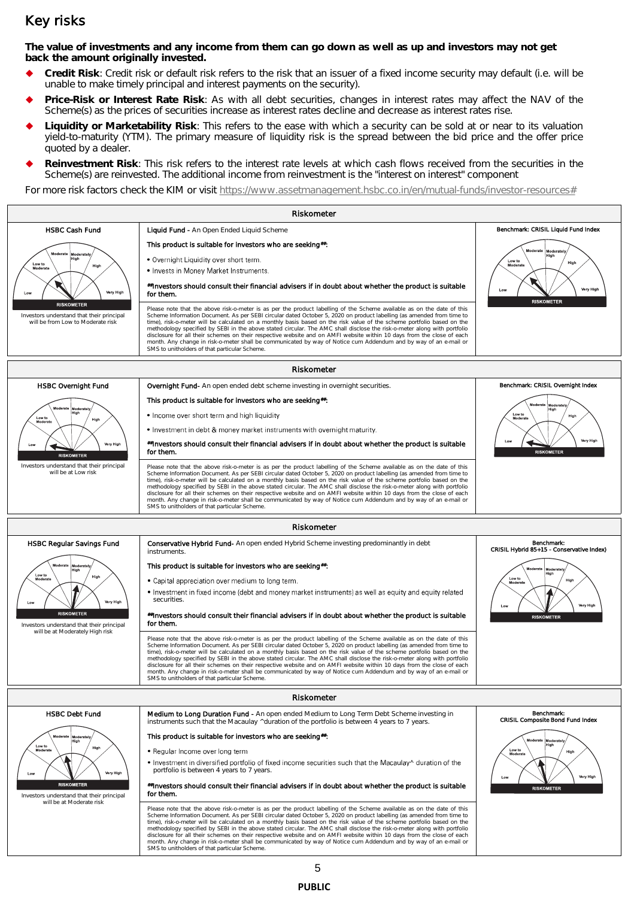# Key risks

**The value of investments and any income from them can go down as well as up and investors may not get back the amount originally invested.**

- **Credit Risk**: Credit risk or default risk refers to the risk that an issuer of a fixed income security may default (i.e. will be unable to make timely principal and interest payments on the security).
- **Price-Risk or Interest Rate Risk**: As with all debt securities, changes in interest rates may affect the NAV of the Scheme(s) as the prices of securities increase as interest rates decline and decrease as interest rates rise.
- **Liquidity or Marketability Risk**: This refers to the ease with which a security can be sold at or near to its valuation yield-to-maturity (YTM). The primary measure of liquidity risk is the spread between the bid price and the offer price quoted by a dealer.
- **Reinvestment Risk**: This risk refers to the interest rate levels at which cash flows received from the securities in the Scheme(s) are reinvested. The additional income from reinvestment is the "interest on interest" component

For more risk factors check the KIM or visit https://www.assetmanagement.hsbc.co.in/en/mutual-funds/investor-resources#

## Riskometer

**HSBC Cash Fund**

Investors understand that their principal will be from Low to Moderate risk

**Liquid Fund** - An Open Ended Liquid Scheme

**This product is suitable for investors who are seeking##:**

- Overnight Liquidity over short term.
- Invests in Money Market Instruments.

**##Investors should consult their financial advisers if in doubt about whether the product is suitable for them.**

Please note that the above risk-o-meter is as per the product labelling of the Scheme available as on the date of this Scheme Information Document. As per SEBI circular dated October 5, 2020 on product labelling (as amended from time to time), risk-o-meter will be calculated on a monthly basis based on the risk value of the scheme portfolio based on the methodology specified by SEBI in the above stated circular. The AMC shall disclose the risk-o-meter along with portfolio disclosure for all their schemes on their respective website and on AMFI website within 10 days from the close of each month. Any change in risk-o-meter shall be communicated by way of Notice cum Addendum and by way of an e-mail or SMS to unitholders of that particular Scheme.

**Benchmark: CRISIL Liquid Fund Index**

## Riskometer

**HSBC Overnight Fund**

Investors understand that their principal will be at Low risk

**Overnight Fund**- An open ended debt scheme investing in overnight securities.

**This product is suitable for investors who are seeking##:**

- Income over short term and high liquidity
- Investment in debt & money market instruments with overnight maturity.

**##Investors should consult their financial advisers if in doubt about whether the product is suitable for them.**

Please note that the above risk-o-meter is as per the product labelling of the Scheme available as on the date of this Scheme Information Document. As per SEBI circular dated October 5, 2020 on product labelling (as amended from time to time), risk-o-meter will be calculated on a monthly basis based on the risk value of the scheme portfolio based on the methodology specified by SEBI in the above stated circular. The AMC shall disclose the risk-o-meter along with portfolio disclosure for all their schemes on their respective website and on AMFI website within 10 days from the close of each month. Any change in risk-o-meter shall be communicated by way of Notice cum Addendum and by way of an e-mail or SMS to unitholders of that particular Scheme.

**Benchmark: CRISIL Overnight Index**

## Riskometer

**HSBC Regular Savings Fund**

Investors understand that their principal will be at Moderately High risk

**Conservative Hybrid Fund**- An open ended Hybrid Scheme investing predominantly in debt instruments.

**This product is suitable for investors who are seeking##:**

- Capital appreciation over medium to long term.
- Investment in fixed income (debt and money market instruments) as well as equity and equity related securities.

**##Investors should consult their financial advisers if in doubt about whether the product is suitable for them.**

Please note that the above risk-o-meter is as per the product labelling of the Scheme available as on the date of this Scheme Information Document. As per SEBI circular dated October 5, 2020 on product labelling (as amended from time to time), risk-o-meter will be calculated on a monthly basis based on the risk value of the scheme portfolio based on the methodology specified by SEBI in the above stated circular. The AMC shall disclose the risk-o-meter along with portfolio disclosure for all their schemes on their respective website and on AMFI website within 10 days from the close of each month. Any change in risk-o-meter shall be communicated by way of Notice cum Addendum and by way of an e-mail or SMS to unitholders of that particular Scheme.

**Benchmark: CRISIL Hybrid 85+15 - Conservative Index)**

## Riskometer

**HSBC Debt Fund**

Investors understand that their principal will be at Moderate risk

**Medium to Long Duration Fund** - An open ended Medium to Long Term Debt Scheme investing in instruments such that the Macaulay ^duration of the portfolio is between 4 years to 7 years.

**This product is suitable for investors who are seeking##:**

- Regular Income over long term
- Investment in diversified portfolio of fixed income securities such that the Macaulay^ duration of the portfolio is between 4 years to 7 years.

**##Investors should consult their financial advisers if in doubt about whether the product is suitable for them.**

Please note that the above risk-o-meter is as per the product labelling of the Scheme available as on the date of this Scheme Information Document. As per SEBI circular dated October 5, 2020 on product labelling (as amended from time to time), risk-o-meter will be calculated on a monthly basis based on the risk value of the scheme portfolio based on the methodology specified by SEBI in the above stated circular. The AMC shall disclose the risk-o-meter along with portfolio disclosure for all their schemes on their respective website and on AMFI website within 10 days from the close of each month. Any change in risk-o-meter shall be communicated by way of Notice cum Addendum and by way of an e-mail or SMS to unitholders of that particular Scheme.

**Benchmark: CRISIL Composite Bond Fund Index**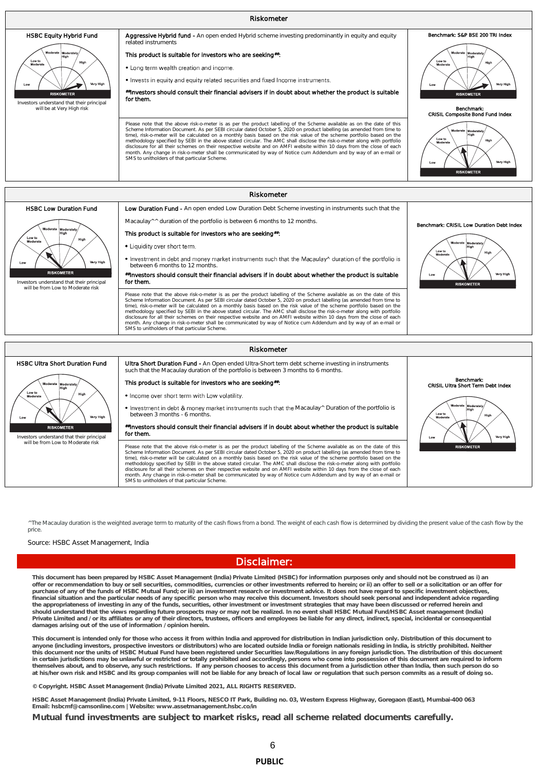## Riskometer

| | | |
|---|---|---|
| **HSBC Equity Hybrid Fund**<br><br>Low, Low to Moderate, Moderate, Moderately High, High, Very High<br>RISKOMETER<br>Investors understand that their principal will be at Very High risk | **Aggressive Hybrid fund -** An open ended Hybrid scheme investing predominantly in equity and equity related instruments<br><br>**This product is suitable for investors who are seeking##:**<br><br>• Long term wealth creation and income.<br><br>• Invests in equity and equity related securities and fixed Income instruments.<br><br>**##Investors should consult their financial advisers if in doubt about whether the product is suitable for them.**<br><br>Please note that the above risk-o-meter is as per the product labelling of the Scheme available as on the date of this Scheme Information Document. As per SEBI circular dated October 5, 2020 on product labelling (as amended from time to time), risk-o-meter will be calculated on a monthly basis based on the risk value of the scheme portfolio based on the methodology specified by SEBI in the above stated circular. The AMC shall disclose the risk-o-meter along with portfolio disclosure for all their schemes on their respective website and on AMFI website within 10 days from the close of each month. Any change in risk-o-meter shall be communicated by way of Notice cum Addendum and by way of an e-mail or SMS to unitholders of that particular Scheme. | **Benchmark: S&P BSE 200 TRI Index**<br><br>Low, Low to Moderate, Moderate, Moderately High, High, Very High<br>RISKOMETER<br><br>**Benchmark: CRISIL Composite Bond Fund Index**<br><br>Low, Low to Moderate, Moderate, Moderately High, High, Very High<br>RISKOMETER |

## Riskometer

| | | |
|---|---|---|
| **HSBC Low Duration Fund**<br><br>Low, Low to Moderate, Moderate, Moderately High, High, Very High<br>RISKOMETER<br>Investors understand that their principal will be from Low to Moderate risk | **Low Duration Fund -** An open ended Low Duration Debt Scheme investing in instruments such that the Macaulay^^ duration of the portfolio is between 6 months to 12 months.<br><br>**This product is suitable for investors who are seeking##:**<br><br>• Liquidity over short term.<br><br>• Investment in debt and money market instruments such that the Macaulay^ duration of the portfolio is between 6 months to 12 months.<br><br>**##Investors should consult their financial advisers if in doubt about whether the product is suitable for them.**<br><br>Please note that the above risk-o-meter is as per the product labelling of the Scheme available as on the date of this Scheme Information Document. As per SEBI circular dated October 5, 2020 on product labelling (as amended from time to time), risk-o-meter will be calculated on a monthly basis based on the risk value of the scheme portfolio based on the methodology specified by SEBI in the above stated circular. The AMC shall disclose the risk-o-meter along with portfolio disclosure for all their schemes on their respective website and on AMFI website within 10 days from the close of each month. Any change in risk-o-meter shall be communicated by way of Notice cum Addendum and by way of an e-mail or SMS to unitholders of that particular Scheme. | **Benchmark: CRISIL Low Duration Debt Index**<br><br>Low, Low to Moderate, Moderate, Moderately High, High, Very High<br>RISKOMETER |

## Riskometer

| | | |
|---|---|---|
| **HSBC Ultra Short Duration Fund**<br><br>Low, Low to Moderate, Moderate, Moderately High, High, Very High<br>RISKOMETER<br>Investors understand that their principal will be from Low to Moderate risk | **Ultra Short Duration Fund -** An Open ended Ultra-Short term debt scheme investing in instruments such that the Macaulay duration of the portfolio is between 3 months to 6 months.<br><br>**This product is suitable for investors who are seeking##:**<br><br>• Income over short term with Low volatility.<br><br>• Investment in debt & money market instruments such that the Macaulay^ Duration of the portfolio is between 3 months - 6 months.<br><br>**##Investors should consult their financial advisers if in doubt about whether the product is suitable for them.**<br><br>Please note that the above risk-o-meter is as per the product labelling of the Scheme available as on the date of this Scheme Information Document. As per SEBI circular dated October 5, 2020 on product labelling (as amended from time to time), risk-o-meter will be calculated on a monthly basis based on the risk value of the scheme portfolio based on the methodology specified by SEBI in the above stated circular. The AMC shall disclose the risk-o-meter along with portfolio disclosure for all their schemes on their respective website and on AMFI website within 10 days from the close of each month. Any change in risk-o-meter shall be communicated by way of Notice cum Addendum and by way of an e-mail or SMS to unitholders of that particular Scheme. | **Benchmark: CRISIL Ultra Short Term Debt Index**<br><br>Low, Low to Moderate, Moderate, Moderately High, High, Very High<br>RISKOMETER |

^The Macaulay duration is the weighted average term to maturity of the cash flows from a bond. The weight of each cash flow is determined by dividing the present value of the cash flow by the price.

Source: HSBC Asset Management, India

## Disclaimer:

**This document has been prepared by HSBC Asset Management (India) Private Limited (HSBC) for information purposes only and should not be construed as i) an offer or recommendation to buy or sell securities, commodities, currencies or other investments referred to herein; or ii) an offer to sell or a solicitation or an offer for purchase of any of the funds of HSBC Mutual Fund; or iii) an investment research or investment advice. It does not have regard to specific investment objectives, financial situation and the particular needs of any specific person who may receive this document. Investors should seek personal and independent advice regarding the appropriateness of investing in any of the funds, securities, other investment or investment strategies that may have been discussed or referred herein and should understand that the views regarding future prospects may or may not be realized. In no event shall HSBC Mutual Fund/HSBC Asset management (India) Private Limited and / or its affiliates or any of their directors, trustees, officers and employees be liable for any direct, indirect, special, incidental or consequential damages arising out of the use of information / opinion herein.**

**This document is intended only for those who access it from within India and approved for distribution in Indian jurisdiction only. Distribution of this document to anyone (including investors, prospective investors or distributors) who are located outside India or foreign nationals residing in India, is strictly prohibited. Neither this document nor the units of HSBC Mutual Fund have been registered under Securities law/Regulations in any foreign jurisdiction. The distribution of this document in certain jurisdictions may be unlawful or restricted or totally prohibited and accordingly, persons who come into possession of this document are required to inform themselves about, and to observe, any such restrictions. If any person chooses to access this document from a jurisdiction other than India, then such person do so at his/her own risk and HSBC and its group companies will not be liable for any breach of local law or regulation that such person commits as a result of doing so.**

**© Copyright. HSBC Asset Management (India) Private Limited 2021, ALL RIGHTS RESERVED.**

**HSBC Asset Management (India) Private Limited, 9-11 Floors, NESCO IT Park, Building no. 03, Western Express Highway, Goregaon (East), Mumbai-400 063**
**Email: hsbcmf@camsonline.com | Website: www.assetmanagement.hsbc.co/in**

**Mutual fund investments are subject to market risks, read all scheme related documents carefully.**

PUBLIC